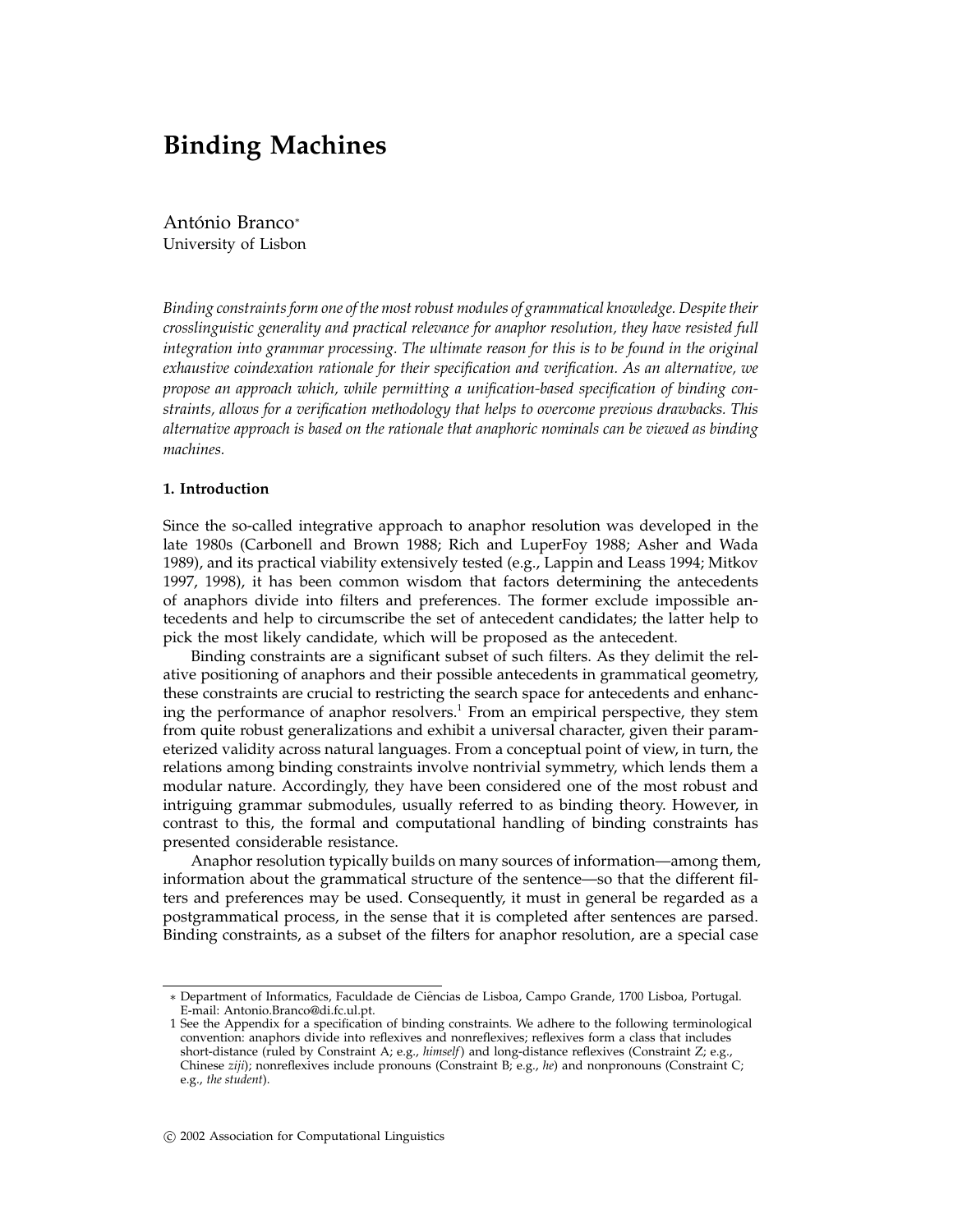# Binding Machines

António Branco*
University of Lisbon

*Binding constraints form one of the most robust modules of grammatical knowledge. Despite their crosslinguistic generality and practical relevance for anaphor resolution, they have resisted full integration into grammar processing. The ultimate reason for this is to be found in the original exhaustive coindexation rationale for their specification and verification. As an alternative, we propose an approach which, while permitting a unification-based specification of binding constraints, allows for a verification methodology that helps to overcome previous drawbacks. This alternative approach is based on the rationale that anaphoric nominals can be viewed as binding machines.*

## 1. Introduction

Since the so-called integrative approach to anaphor resolution was developed in the late 1980s (Carbonell and Brown 1988; Rich and LuperFoy 1988; Asher and Wada 1989), and its practical viability extensively tested (e.g., Lappin and Leass 1994; Mitkov 1997, 1998), it has been common wisdom that factors determining the antecedents of anaphors divide into filters and preferences. The former exclude impossible antecedents and help to circumscribe the set of antecedent candidates; the latter help to pick the most likely candidate, which will be proposed as the antecedent.

Binding constraints are a significant subset of such filters. As they delimit the relative positioning of anaphors and their possible antecedents in grammatical geometry, these constraints are crucial to restricting the search space for antecedents and enhancing the performance of anaphor resolvers.[1] From an empirical perspective, they stem from quite robust generalizations and exhibit a universal character, given their parameterized validity across natural languages. From a conceptual point of view, in turn, the relations among binding constraints involve nontrivial symmetry, which lends them a modular nature. Accordingly, they have been considered one of the most robust and intriguing grammar submodules, usually referred to as binding theory. However, in contrast to this, the formal and computational handling of binding constraints has presented considerable resistance.

Anaphor resolution typically builds on many sources of information—among them, information about the grammatical structure of the sentence—so that the different filters and preferences may be used. Consequently, it must in general be regarded as a postgrammatical process, in the sense that it is completed after sentences are parsed. Binding constraints, as a subset of the filters for anaphor resolution, are a special case

---

* Department of Informatics, Faculdade de Ciências de Lisboa, Campo Grande, 1700 Lisboa, Portugal. E-mail: Antonio.Branco@di.fc.ul.pt.

1 See the Appendix for a specification of binding constraints. We adhere to the following terminological convention: anaphors divide into reflexives and nonreflexives; reflexives form a class that includes short-distance (ruled by Constraint A; e.g., *himself*) and long-distance reflexives (Constraint Z; e.g., Chinese *ziji*); nonreflexives include pronouns (Constraint B; e.g., *he*) and nonpronouns (Constraint C; e.g., *the student*).

© 2002 Association for Computational Linguistics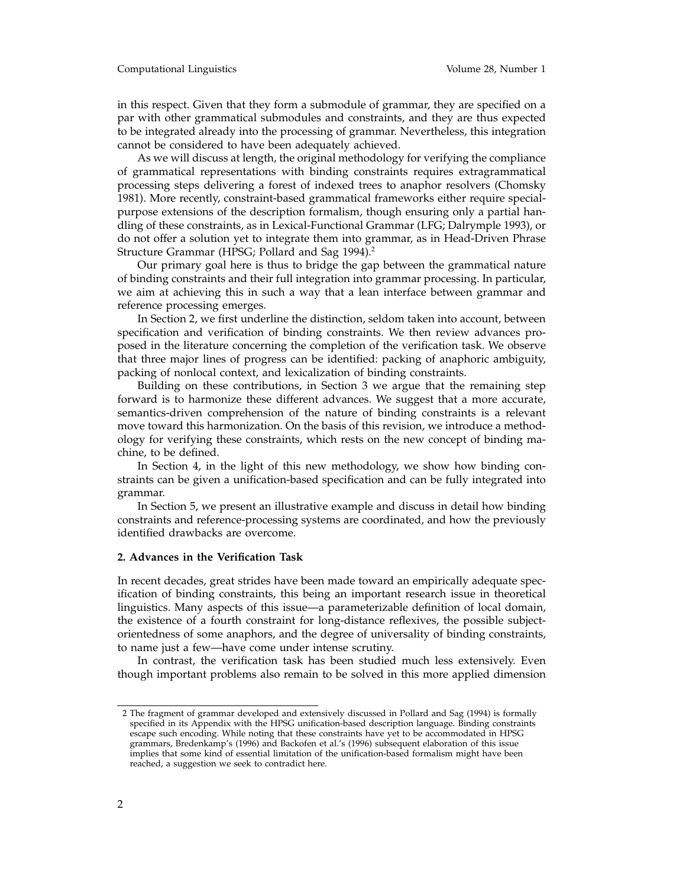in this respect. Given that they form a submodule of grammar, they are specified on a par with other grammatical submodules and constraints, and they are thus expected to be integrated already into the processing of grammar. Nevertheless, this integration cannot be considered to have been adequately achieved.

As we will discuss at length, the original methodology for verifying the compliance of grammatical representations with binding constraints requires extragrammatical processing steps delivering a forest of indexed trees to anaphor resolvers (Chomsky 1981). More recently, constraint-based grammatical frameworks either require special-purpose extensions of the description formalism, though ensuring only a partial handling of these constraints, as in Lexical-Functional Grammar (LFG; Dalrymple 1993), or do not offer a solution yet to integrate them into grammar, as in Head-Driven Phrase Structure Grammar (HPSG; Pollard and Sag 1994).[2]

Our primary goal here is thus to bridge the gap between the grammatical nature of binding constraints and their full integration into grammar processing. In particular, we aim at achieving this in such a way that a lean interface between grammar and reference processing emerges.

In Section 2, we first underline the distinction, seldom taken into account, between specification and verification of binding constraints. We then review advances proposed in the literature concerning the completion of the verification task. We observe that three major lines of progress can be identified: packing of anaphoric ambiguity, packing of nonlocal context, and lexicalization of binding constraints.

Building on these contributions, in Section 3 we argue that the remaining step forward is to harmonize these different advances. We suggest that a more accurate, semantics-driven comprehension of the nature of binding constraints is a relevant move toward this harmonization. On the basis of this revision, we introduce a methodology for verifying these constraints, which rests on the new concept of binding machine, to be defined.

In Section 4, in the light of this new methodology, we show how binding constraints can be given a unification-based specification and can be fully integrated into grammar.

In Section 5, we present an illustrative example and discuss in detail how binding constraints and reference-processing systems are coordinated, and how the previously identified drawbacks are overcome.

## 2. Advances in the Verification Task

In recent decades, great strides have been made toward an empirically adequate specification of binding constraints, this being an important research issue in theoretical linguistics. Many aspects of this issue—a parameterizable definition of local domain, the existence of a fourth constraint for long-distance reflexives, the possible subject-orientedness of some anaphors, and the degree of universality of binding constraints, to name just a few—have come under intense scrutiny.

In contrast, the verification task has been studied much less extensively. Even though important problems also remain to be solved in this more applied dimension

---

2 The fragment of grammar developed and extensively discussed in Pollard and Sag (1994) is formally specified in its Appendix with the HPSG unification-based description language. Binding constraints escape such encoding. While noting that these constraints have yet to be accommodated in HPSG grammars, Bredenkamp's (1996) and Backofen et al.'s (1996) subsequent elaboration of this issue implies that some kind of essential limitation of the unification-based formalism might have been reached, a suggestion we seek to contradict here.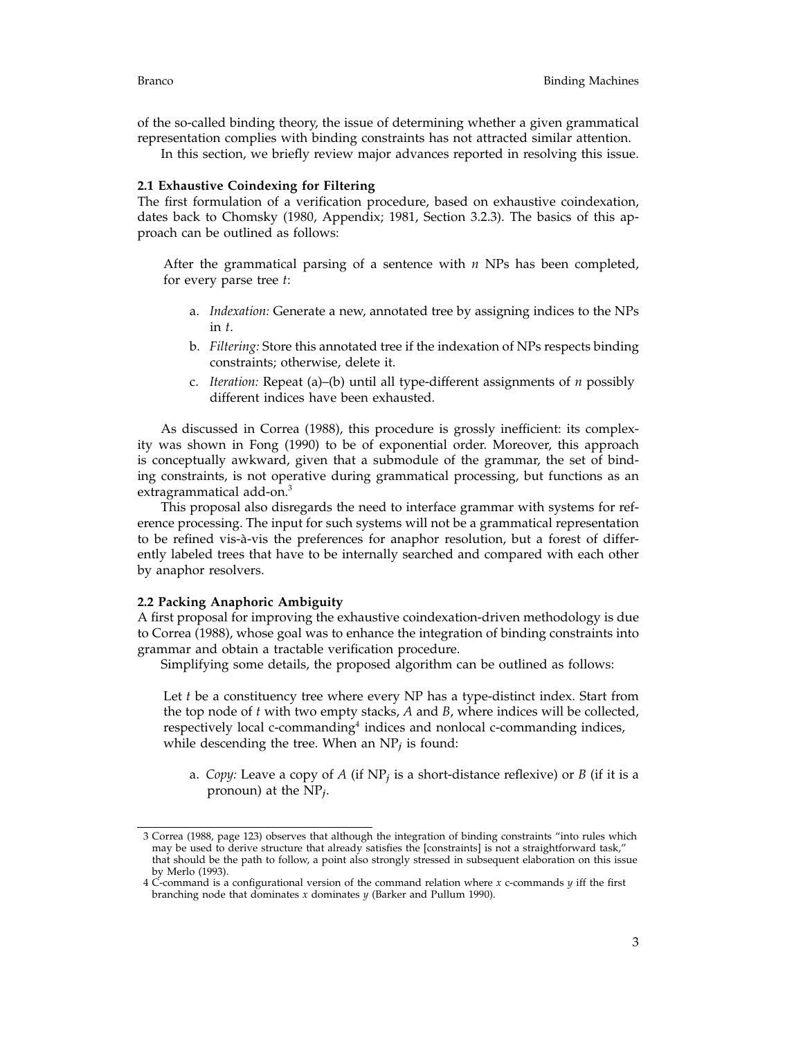of the so-called binding theory, the issue of determining whether a given grammatical representation complies with binding constraints has not attracted similar attention.

In this section, we briefly review major advances reported in resolving this issue.

### 2.1 Exhaustive Coindexing for Filtering

The first formulation of a verification procedure, based on exhaustive coindexation, dates back to Chomsky (1980, Appendix; 1981, Section 3.2.3). The basics of this approach can be outlined as follows:

> After the grammatical parsing of a sentence with $n$ NPs has been completed, for every parse tree $t$:
>
> a. *Indexation:* Generate a new, annotated tree by assigning indices to the NPs in $t$.
>
> b. *Filtering:* Store this annotated tree if the indexation of NPs respects binding constraints; otherwise, delete it.
>
> c. *Iteration:* Repeat (a)–(b) until all type-different assignments of $n$ possibly different indices have been exhausted.

As discussed in Correa (1988), this procedure is grossly inefficient: its complexity was shown in Fong (1990) to be of exponential order. Moreover, this approach is conceptually awkward, given that a submodule of the grammar, the set of binding constraints, is not operative during grammatical processing, but functions as an extragrammatical add-on.[3]

This proposal also disregards the need to interface grammar with systems for reference processing. The input for such systems will not be a grammatical representation to be refined vis-à-vis the preferences for anaphor resolution, but a forest of differently labeled trees that have to be internally searched and compared with each other by anaphor resolvers.

### 2.2 Packing Anaphoric Ambiguity

A first proposal for improving the exhaustive coindexation-driven methodology is due to Correa (1988), whose goal was to enhance the integration of binding constraints into grammar and obtain a tractable verification procedure.

Simplifying some details, the proposed algorithm can be outlined as follows:

> Let $t$ be a constituency tree where every NP has a type-distinct index. Start from the top node of $t$ with two empty stacks, $A$ and $B$, where indices will be collected, respectively local c-commanding[4] indices and nonlocal c-commanding indices, while descending the tree. When an $\text{NP}_j$ is found:
>
> a. *Copy:* Leave a copy of $A$ (if $\text{NP}_j$ is a short-distance reflexive) or $B$ (if it is a pronoun) at the $\text{NP}_j$.

---

3 Correa (1988, page 123) observes that although the integration of binding constraints "into rules which may be used to derive structure that already satisfies the [constraints] is not a straightforward task," that should be the path to follow, a point also strongly stressed in subsequent elaboration on this issue by Merlo (1993).

4 C-command is a configurational version of the command relation where $x$ c-commands $y$ iff the first branching node that dominates $x$ dominates $y$ (Barker and Pullum 1990).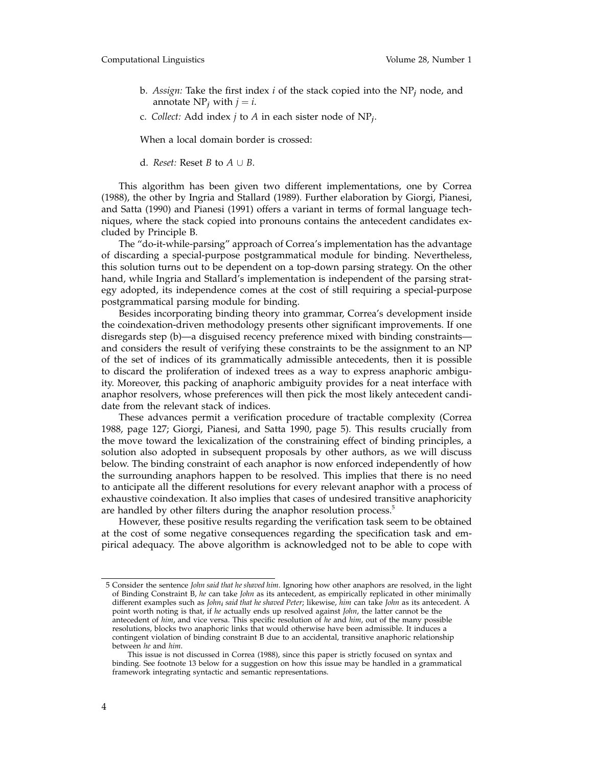b. *Assign:* Take the first index $i$ of the stack copied into the $NP_j$ node, and annotate $NP_j$ with $j = i$.

c. *Collect:* Add index $j$ to $A$ in each sister node of $NP_j$.

When a local domain border is crossed:

d. *Reset:* Reset $B$ to $A \cup B$.

This algorithm has been given two different implementations, one by Correa (1988), the other by Ingria and Stallard (1989). Further elaboration by Giorgi, Pianesi, and Satta (1990) and Pianesi (1991) offers a variant in terms of formal language techniques, where the stack copied into pronouns contains the antecedent candidates excluded by Principle B.

The "do-it-while-parsing" approach of Correa's implementation has the advantage of discarding a special-purpose postgrammatical module for binding. Nevertheless, this solution turns out to be dependent on a top-down parsing strategy. On the other hand, while Ingria and Stallard's implementation is independent of the parsing strategy adopted, its independence comes at the cost of still requiring a special-purpose postgrammatical parsing module for binding.

Besides incorporating binding theory into grammar, Correa's development inside the coindexation-driven methodology presents other significant improvements. If one disregards step (b)—a disguised recency preference mixed with binding constraints—and considers the result of verifying these constraints to be the assignment to an NP of the set of indices of its grammatically admissible antecedents, then it is possible to discard the proliferation of indexed trees as a way to express anaphoric ambiguity. Moreover, this packing of anaphoric ambiguity provides for a neat interface with anaphor resolvers, whose preferences will then pick the most likely antecedent candidate from the relevant stack of indices.

These advances permit a verification procedure of tractable complexity (Correa 1988, page 127; Giorgi, Pianesi, and Satta 1990, page 5). This results crucially from the move toward the lexicalization of the constraining effect of binding principles, a solution also adopted in subsequent proposals by other authors, as we will discuss below. The binding constraint of each anaphor is now enforced independently of how the surrounding anaphors happen to be resolved. This implies that there is no need to anticipate all the different resolutions for every relevant anaphor with a process of exhaustive coindexation. It also implies that cases of undesired transitive anaphoricity are handled by other filters during the anaphor resolution process.[5]

However, these positive results regarding the verification task seem to be obtained at the cost of some negative consequences regarding the specification task and empirical adequacy. The above algorithm is acknowledged not to be able to cope with

---

5 Consider the sentence *John said that he shaved him*. Ignoring how other anaphors are resolved, in the light of Binding Constraint B, *he* can take *John* as its antecedent, as empirically replicated in other minimally different examples such as *John$_i$ said that he shaved Peter*; likewise, *him* can take *John* as its antecedent. A point worth noting is that, if *he* actually ends up resolved against *John*, the latter cannot be the antecedent of *him*, and vice versa. This specific resolution of *he* and *him*, out of the many possible resolutions, blocks two anaphoric links that would otherwise have been admissible. It induces a contingent violation of binding constraint B due to an accidental, transitive anaphoric relationship between *he* and *him*.

This issue is not discussed in Correa (1988), since this paper is strictly focused on syntax and binding. See footnote 13 below for a suggestion on how this issue may be handled in a grammatical framework integrating syntactic and semantic representations.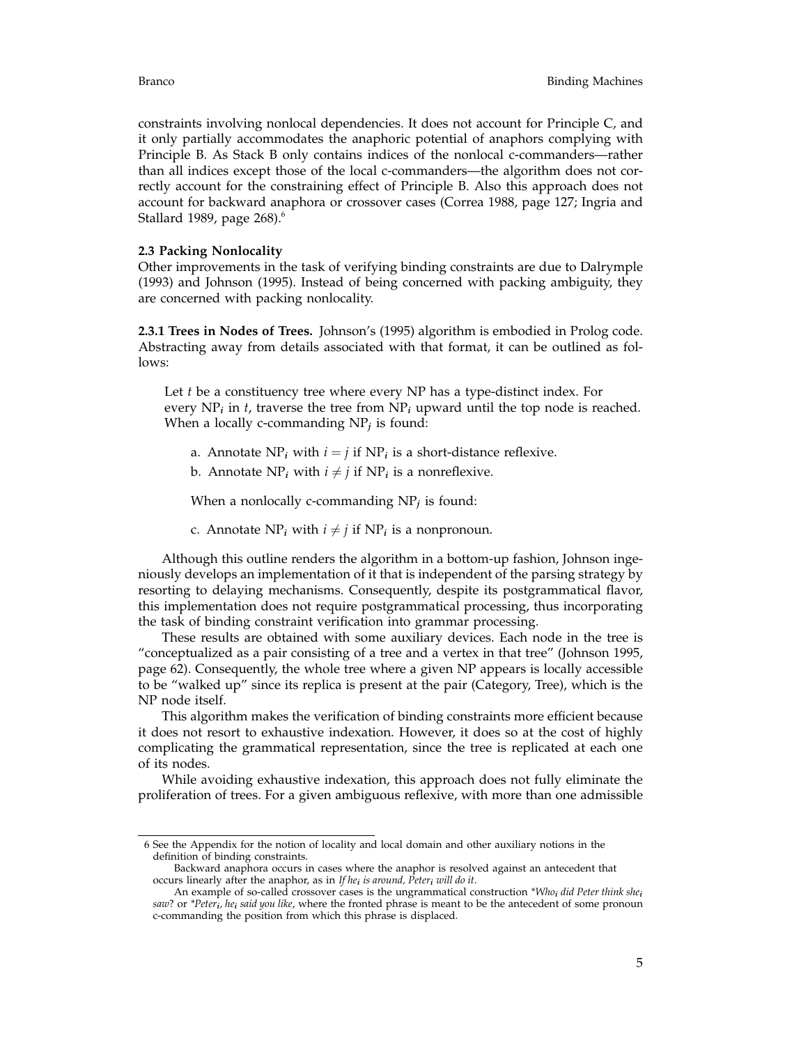constraints involving nonlocal dependencies. It does not account for Principle C, and it only partially accommodates the anaphoric potential of anaphors complying with Principle B. As Stack B only contains indices of the nonlocal c-commanders—rather than all indices except those of the local c-commanders—the algorithm does not correctly account for the constraining effect of Principle B. Also this approach does not account for backward anaphora or crossover cases (Correa 1988, page 127; Ingria and Stallard 1989, page 268).[6]

### 2.3 Packing Nonlocality

Other improvements in the task of verifying binding constraints are due to Dalrymple (1993) and Johnson (1995). Instead of being concerned with packing ambiguity, they are concerned with packing nonlocality.

**2.3.1 Trees in Nodes of Trees.** Johnson's (1995) algorithm is embodied in Prolog code. Abstracting away from details associated with that format, it can be outlined as follows:

> Let $t$ be a constituency tree where every NP has a type-distinct index. For every $NP_i$ in $t$, traverse the tree from $NP_i$ upward until the top node is reached. When a locally c-commanding $NP_j$ is found:
>
> a. Annotate $NP_i$ with $i = j$ if $NP_i$ is a short-distance reflexive.
>
> b. Annotate $NP_i$ with $i \neq j$ if $NP_i$ is a nonreflexive.
>
> When a nonlocally c-commanding $NP_j$ is found:
>
> c. Annotate $NP_i$ with $i \neq j$ if $NP_i$ is a nonpronoun.

Although this outline renders the algorithm in a bottom-up fashion, Johnson ingeniously develops an implementation of it that is independent of the parsing strategy by resorting to delaying mechanisms. Consequently, despite its postgrammatical flavor, this implementation does not require postgrammatical processing, thus incorporating the task of binding constraint verification into grammar processing.

These results are obtained with some auxiliary devices. Each node in the tree is "conceptualized as a pair consisting of a tree and a vertex in that tree" (Johnson 1995, page 62). Consequently, the whole tree where a given NP appears is locally accessible to be "walked up" since its replica is present at the pair (Category, Tree), which is the NP node itself.

This algorithm makes the verification of binding constraints more efficient because it does not resort to exhaustive indexation. However, it does so at the cost of highly complicating the grammatical representation, since the tree is replicated at each one of its nodes.

While avoiding exhaustive indexation, this approach does not fully eliminate the proliferation of trees. For a given ambiguous reflexive, with more than one admissible

---

6 See the Appendix for the notion of locality and local domain and other auxiliary notions in the definition of binding constraints.

Backward anaphora occurs in cases where the anaphor is resolved against an antecedent that occurs linearly after the anaphor, as in *If $he_i$ is around, $Peter_i$ will do it*.

An example of so-called crossover cases is the ungrammatical construction *\*$Who_i$ did Peter think $she_i$ saw*? or *\*$Peter_i$, $he_i$ said you like*, where the fronted phrase is meant to be the antecedent of some pronoun c-commanding the position from which this phrase is displaced.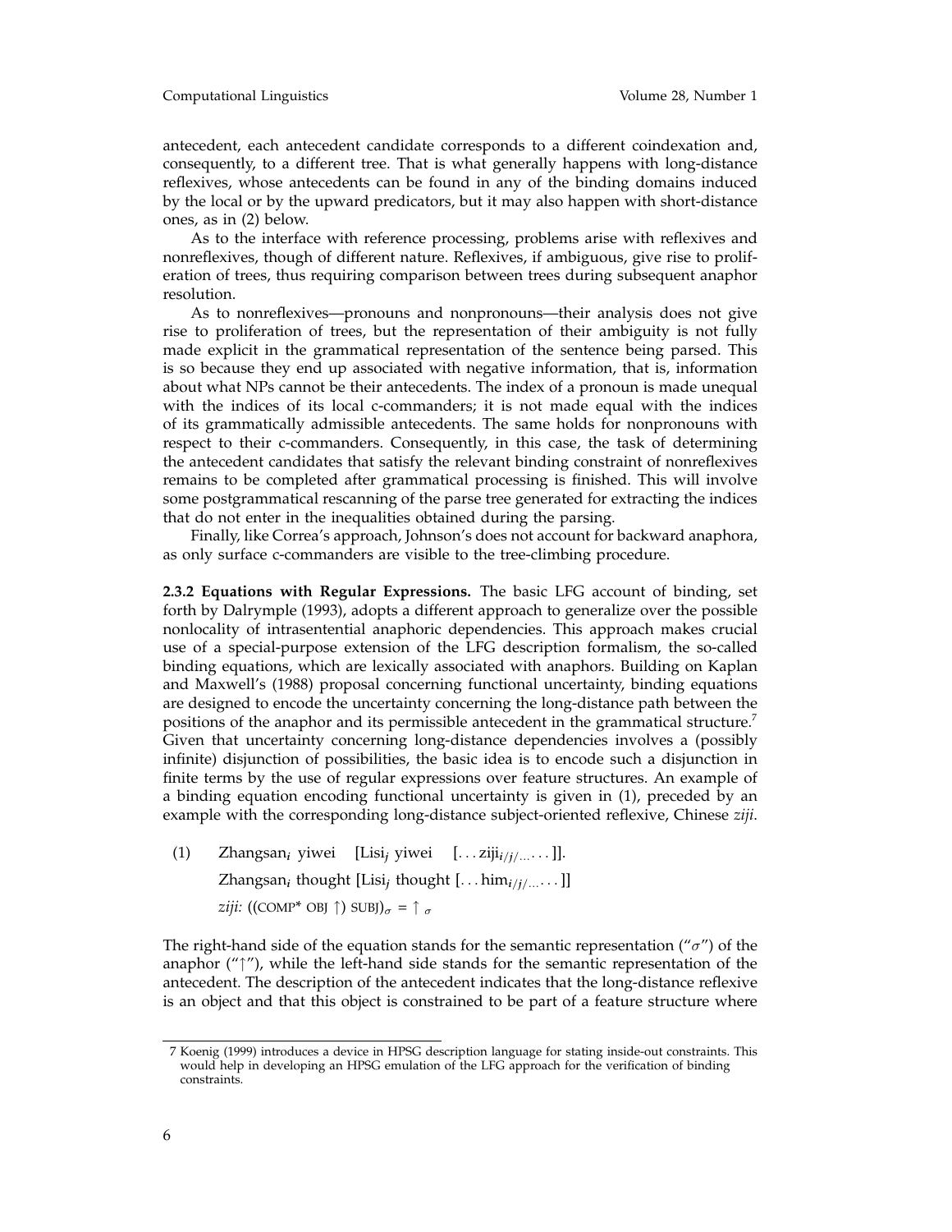antecedent, each antecedent candidate corresponds to a different coindexation and, consequently, to a different tree. That is what generally happens with long-distance reflexives, whose antecedents can be found in any of the binding domains induced by the local or by the upward predicators, but it may also happen with short-distance ones, as in (2) below.

As to the interface with reference processing, problems arise with reflexives and nonreflexives, though of different nature. Reflexives, if ambiguous, give rise to proliferation of trees, thus requiring comparison between trees during subsequent anaphor resolution.

As to nonreflexives—pronouns and nonpronouns—their analysis does not give rise to proliferation of trees, but the representation of their ambiguity is not fully made explicit in the grammatical representation of the sentence being parsed. This is so because they end up associated with negative information, that is, information about what NPs cannot be their antecedents. The index of a pronoun is made unequal with the indices of its local c-commanders; it is not made equal with the indices of its grammatically admissible antecedents. The same holds for nonpronouns with respect to their c-commanders. Consequently, in this case, the task of determining the antecedent candidates that satisfy the relevant binding constraint of nonreflexives remains to be completed after grammatical processing is finished. This will involve some postgrammatical rescanning of the parse tree generated for extracting the indices that do not enter in the inequalities obtained during the parsing.

Finally, like Correa's approach, Johnson's does not account for backward anaphora, as only surface c-commanders are visible to the tree-climbing procedure.

**2.3.2 Equations with Regular Expressions.** The basic LFG account of binding, set forth by Dalrymple (1993), adopts a different approach to generalize over the possible nonlocality of intrasentential anaphoric dependencies. This approach makes crucial use of a special-purpose extension of the LFG description formalism, the so-called binding equations, which are lexically associated with anaphors. Building on Kaplan and Maxwell's (1988) proposal concerning functional uncertainty, binding equations are designed to encode the uncertainty concerning the long-distance path between the positions of the anaphor and its permissible antecedent in the grammatical structure.[7] Given that uncertainty concerning long-distance dependencies involves a (possibly infinite) disjunction of possibilities, the basic idea is to encode such a disjunction in finite terms by the use of regular expressions over feature structures. An example of a binding equation encoding functional uncertainty is given in (1), preceded by an example with the corresponding long-distance subject-oriented reflexive, Chinese *ziji*.

(1) Zhangsan$_i$ yiwei [Lisi$_j$ yiwei [... ziji$_{i/j/...}$ ... ]].
Zhangsan$_i$ thought [Lisi$_j$ thought [... him$_{i/j/...}$ ... ]]
*ziji:* $((\text{COMP}^* \ \text{OBJ} \uparrow) \ \text{SUBJ})_\sigma = \uparrow_\sigma$

The right-hand side of the equation stands for the semantic representation ("$\sigma$") of the anaphor ("$\uparrow$"), while the left-hand side stands for the semantic representation of the antecedent. The description of the antecedent indicates that the long-distance reflexive is an object and that this object is constrained to be part of a feature structure where

7 Koenig (1999) introduces a device in HPSG description language for stating inside-out constraints. This would help in developing an HPSG emulation of the LFG approach for the verification of binding constraints.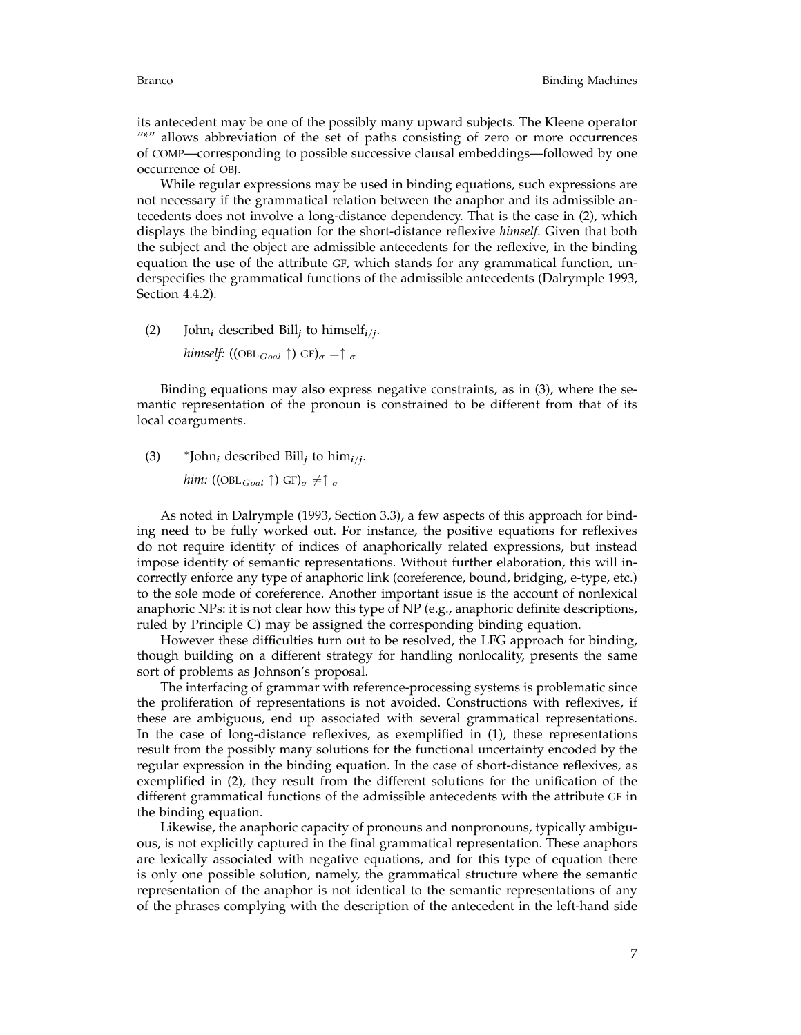its antecedent may be one of the possibly many upward subjects. The Kleene operator "*" allows abbreviation of the set of paths consisting of zero or more occurrences of COMP—corresponding to possible successive clausal embeddings—followed by one occurrence of OBJ.

While regular expressions may be used in binding equations, such expressions are not necessary if the grammatical relation between the anaphor and its admissible antecedents does not involve a long-distance dependency. That is the case in (2), which displays the binding equation for the short-distance reflexive *himself*. Given that both the subject and the object are admissible antecedents for the reflexive, in the binding equation the use of the attribute GF, which stands for any grammatical function, underspecifies the grammatical functions of the admissible antecedents (Dalrymple 1993, Section 4.4.2).

(2) John$_i$ described Bill$_j$ to himself$_{i/j}$.
*himself:* $((\text{OBL}_{Goal} \uparrow)\ \text{GF})_\sigma = \uparrow_\sigma$

Binding equations may also express negative constraints, as in (3), where the semantic representation of the pronoun is constrained to be different from that of its local coarguments.

(3) *John$_i$ described Bill$_j$ to him$_{i/j}$.
*him:* $((\text{OBL}_{Goal} \uparrow)\ \text{GF})_\sigma \neq \uparrow_\sigma$

As noted in Dalrymple (1993, Section 3.3), a few aspects of this approach for binding need to be fully worked out. For instance, the positive equations for reflexives do not require identity of indices of anaphorically related expressions, but instead impose identity of semantic representations. Without further elaboration, this will incorrectly enforce any type of anaphoric link (coreference, bound, bridging, e-type, etc.) to the sole mode of coreference. Another important issue is the account of nonlexical anaphoric NPs: it is not clear how this type of NP (e.g., anaphoric definite descriptions, ruled by Principle C) may be assigned the corresponding binding equation.

However these difficulties turn out to be resolved, the LFG approach for binding, though building on a different strategy for handling nonlocality, presents the same sort of problems as Johnson's proposal.

The interfacing of grammar with reference-processing systems is problematic since the proliferation of representations is not avoided. Constructions with reflexives, if these are ambiguous, end up associated with several grammatical representations. In the case of long-distance reflexives, as exemplified in (1), these representations result from the possibly many solutions for the functional uncertainty encoded by the regular expression in the binding equation. In the case of short-distance reflexives, as exemplified in (2), they result from the different solutions for the unification of the different grammatical functions of the admissible antecedents with the attribute GF in the binding equation.

Likewise, the anaphoric capacity of pronouns and nonpronouns, typically ambiguous, is not explicitly captured in the final grammatical representation. These anaphors are lexically associated with negative equations, and for this type of equation there is only one possible solution, namely, the grammatical structure where the semantic representation of the anaphor is not identical to the semantic representations of any of the phrases complying with the description of the antecedent in the left-hand side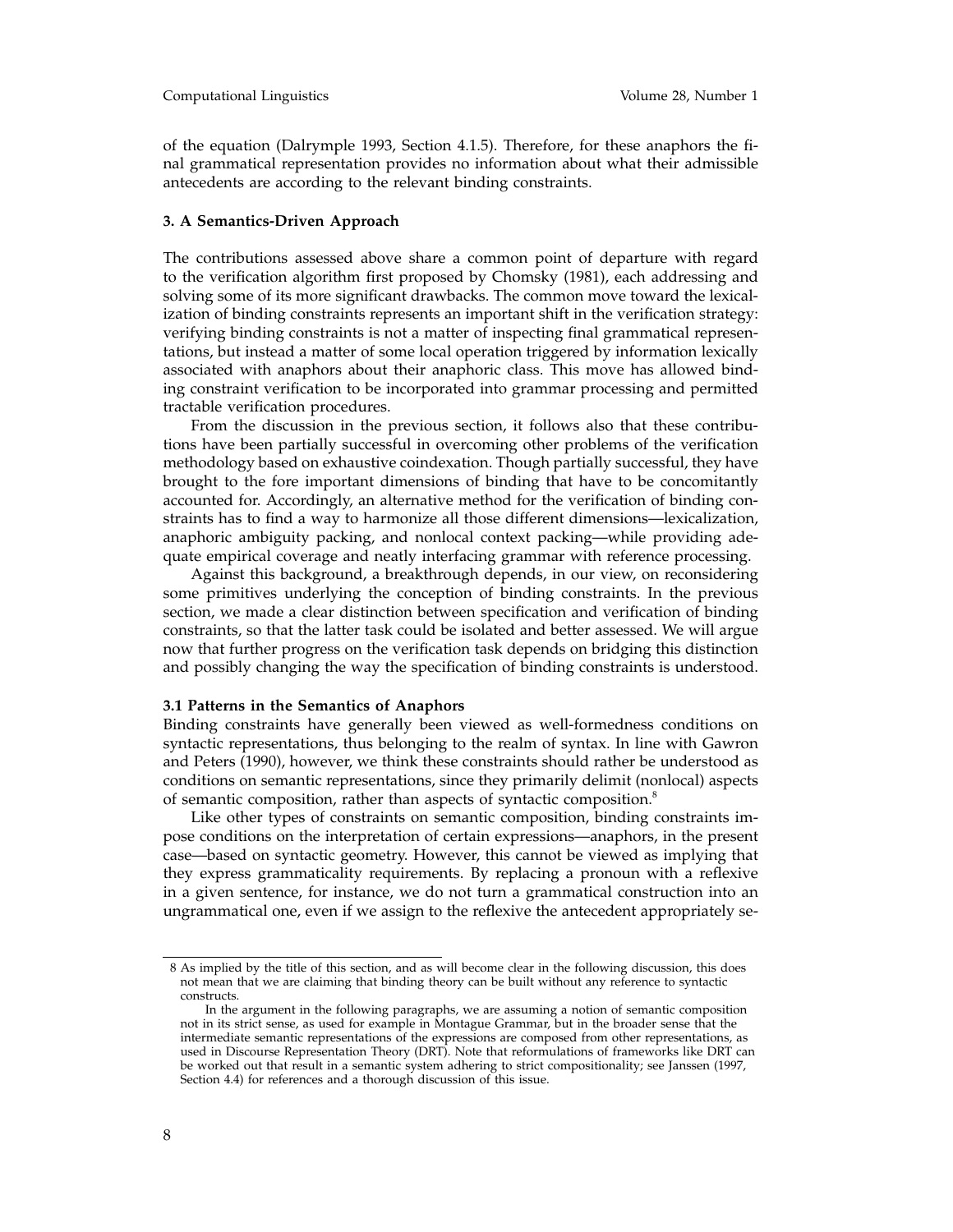of the equation (Dalrymple 1993, Section 4.1.5). Therefore, for these anaphors the final grammatical representation provides no information about what their admissible antecedents are according to the relevant binding constraints.

## 3. A Semantics-Driven Approach

The contributions assessed above share a common point of departure with regard to the verification algorithm first proposed by Chomsky (1981), each addressing and solving some of its more significant drawbacks. The common move toward the lexicalization of binding constraints represents an important shift in the verification strategy: verifying binding constraints is not a matter of inspecting final grammatical representations, but instead a matter of some local operation triggered by information lexically associated with anaphors about their anaphoric class. This move has allowed binding constraint verification to be incorporated into grammar processing and permitted tractable verification procedures.

From the discussion in the previous section, it follows also that these contributions have been partially successful in overcoming other problems of the verification methodology based on exhaustive coindexation. Though partially successful, they have brought to the fore important dimensions of binding that have to be concomitantly accounted for. Accordingly, an alternative method for the verification of binding constraints has to find a way to harmonize all those different dimensions—lexicalization, anaphoric ambiguity packing, and nonlocal context packing—while providing adequate empirical coverage and neatly interfacing grammar with reference processing.

Against this background, a breakthrough depends, in our view, on reconsidering some primitives underlying the conception of binding constraints. In the previous section, we made a clear distinction between specification and verification of binding constraints, so that the latter task could be isolated and better assessed. We will argue now that further progress on the verification task depends on bridging this distinction and possibly changing the way the specification of binding constraints is understood.

### 3.1 Patterns in the Semantics of Anaphors

Binding constraints have generally been viewed as well-formedness conditions on syntactic representations, thus belonging to the realm of syntax. In line with Gawron and Peters (1990), however, we think these constraints should rather be understood as conditions on semantic representations, since they primarily delimit (nonlocal) aspects of semantic composition, rather than aspects of syntactic composition.[8]

Like other types of constraints on semantic composition, binding constraints impose conditions on the interpretation of certain expressions—anaphors, in the present case—based on syntactic geometry. However, this cannot be viewed as implying that they express grammaticality requirements. By replacing a pronoun with a reflexive in a given sentence, for instance, we do not turn a grammatical construction into an ungrammatical one, even if we assign to the reflexive the antecedent appropriately se-

---

8 As implied by the title of this section, and as will become clear in the following discussion, this does not mean that we are claiming that binding theory can be built without any reference to syntactic constructs.

In the argument in the following paragraphs, we are assuming a notion of semantic composition not in its strict sense, as used for example in Montague Grammar, but in the broader sense that the intermediate semantic representations of the expressions are composed from other representations, as used in Discourse Representation Theory (DRT). Note that reformulations of frameworks like DRT can be worked out that result in a semantic system adhering to strict compositionality; see Janssen (1997, Section 4.4) for references and a thorough discussion of this issue.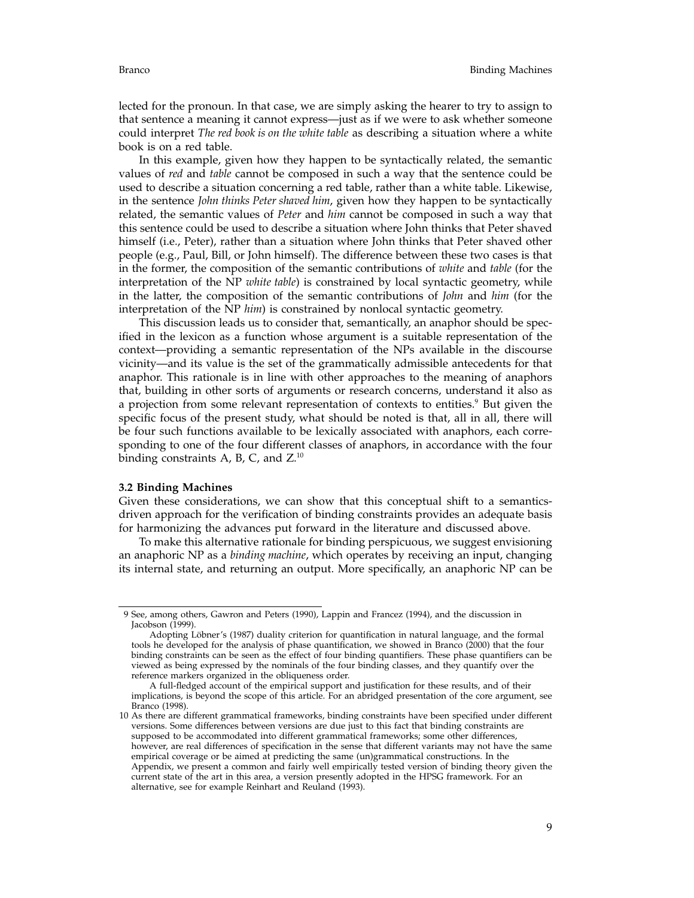lected for the pronoun. In that case, we are simply asking the hearer to try to assign to that sentence a meaning it cannot express—just as if we were to ask whether someone could interpret *The red book is on the white table* as describing a situation where a white book is on a red table.

In this example, given how they happen to be syntactically related, the semantic values of *red* and *table* cannot be composed in such a way that the sentence could be used to describe a situation concerning a red table, rather than a white table. Likewise, in the sentence *John thinks Peter shaved him*, given how they happen to be syntactically related, the semantic values of *Peter* and *him* cannot be composed in such a way that this sentence could be used to describe a situation where John thinks that Peter shaved himself (i.e., Peter), rather than a situation where John thinks that Peter shaved other people (e.g., Paul, Bill, or John himself). The difference between these two cases is that in the former, the composition of the semantic contributions of *white* and *table* (for the interpretation of the NP *white table*) is constrained by local syntactic geometry, while in the latter, the composition of the semantic contributions of *John* and *him* (for the interpretation of the NP *him*) is constrained by nonlocal syntactic geometry.

This discussion leads us to consider that, semantically, an anaphor should be specified in the lexicon as a function whose argument is a suitable representation of the context—providing a semantic representation of the NPs available in the discourse vicinity—and its value is the set of the grammatically admissible antecedents for that anaphor. This rationale is in line with other approaches to the meaning of anaphors that, building in other sorts of arguments or research concerns, understand it also as a projection from some relevant representation of contexts to entities.[9] But given the specific focus of the present study, what should be noted is that, all in all, there will be four such functions available to be lexically associated with anaphors, each corresponding to one of the four different classes of anaphors, in accordance with the four binding constraints A, B, C, and Z.[10]

### 3.2 Binding Machines

Given these considerations, we can show that this conceptual shift to a semantics-driven approach for the verification of binding constraints provides an adequate basis for harmonizing the advances put forward in the literature and discussed above.

To make this alternative rationale for binding perspicuous, we suggest envisioning an anaphoric NP as a *binding machine*, which operates by receiving an input, changing its internal state, and returning an output. More specifically, an anaphoric NP can be

---

9 See, among others, Gawron and Peters (1990), Lappin and Francez (1994), and the discussion in Jacobson (1999).

Adopting Löbner's (1987) duality criterion for quantification in natural language, and the formal tools he developed for the analysis of phase quantification, we showed in Branco (2000) that the four binding constraints can be seen as the effect of four binding quantifiers. These phase quantifiers can be viewed as being expressed by the nominals of the four binding classes, and they quantify over the reference markers organized in the obliqueness order.

A full-fledged account of the empirical support and justification for these results, and of their implications, is beyond the scope of this article. For an abridged presentation of the core argument, see Branco (1998).

10 As there are different grammatical frameworks, binding constraints have been specified under different versions. Some differences between versions are due just to this fact that binding constraints are supposed to be accommodated into different grammatical frameworks; some other differences, however, are real differences of specification in the sense that different variants may not have the same empirical coverage or be aimed at predicting the same (un)grammatical constructions. In the Appendix, we present a common and fairly well empirically tested version of binding theory given the current state of the art in this area, a version presently adopted in the HPSG framework. For an alternative, see for example Reinhart and Reuland (1993).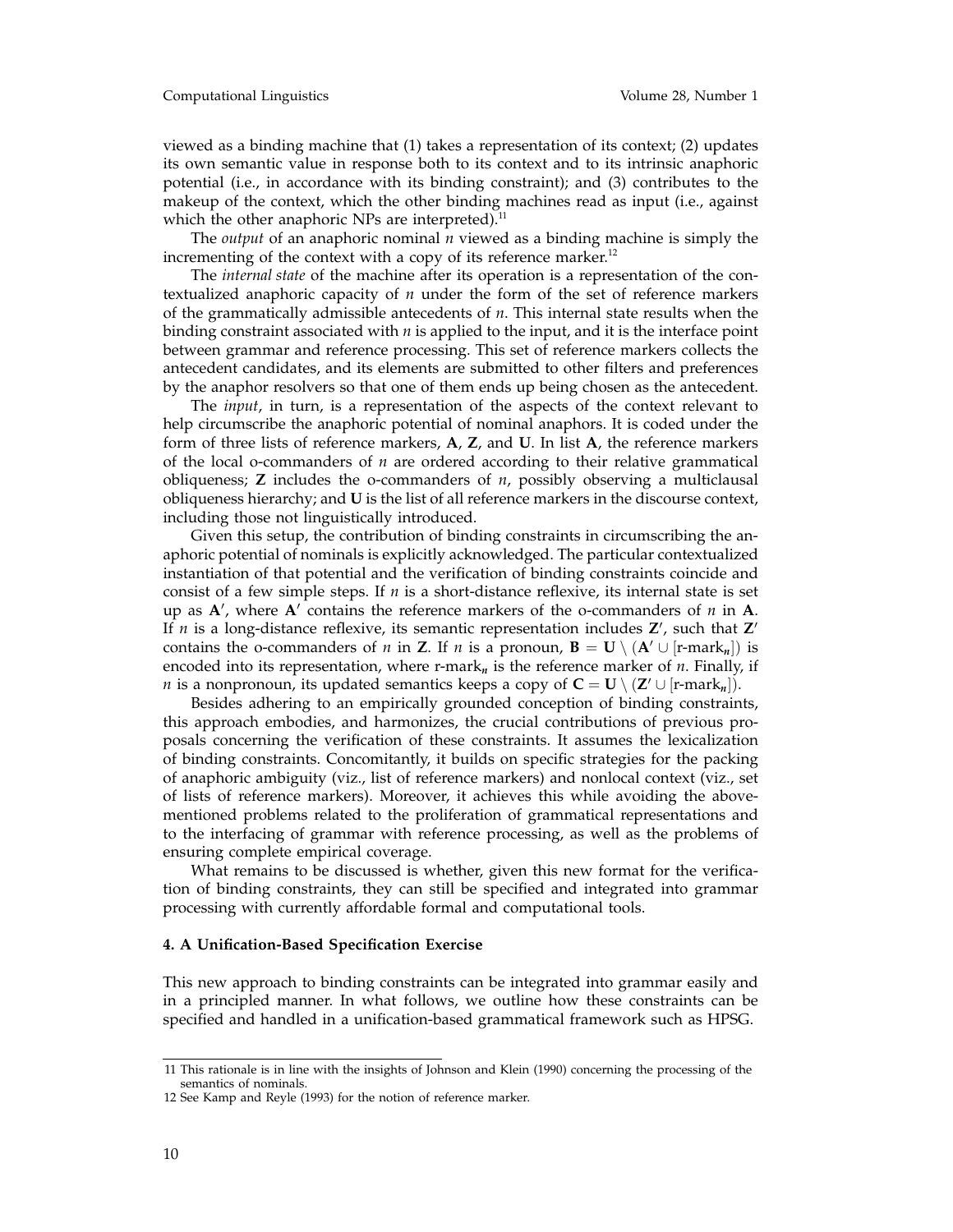viewed as a binding machine that (1) takes a representation of its context; (2) updates its own semantic value in response both to its context and to its intrinsic anaphoric potential (i.e., in accordance with its binding constraint); and (3) contributes to the makeup of the context, which the other binding machines read as input (i.e., against which the other anaphoric NPs are interpreted).[11]

The *output* of an anaphoric nominal *n* viewed as a binding machine is simply the incrementing of the context with a copy of its reference marker.[12]

The *internal state* of the machine after its operation is a representation of the contextualized anaphoric capacity of *n* under the form of the set of reference markers of the grammatically admissible antecedents of *n*. This internal state results when the binding constraint associated with *n* is applied to the input, and it is the interface point between grammar and reference processing. This set of reference markers collects the antecedent candidates, and its elements are submitted to other filters and preferences by the anaphor resolvers so that one of them ends up being chosen as the antecedent.

The *input*, in turn, is a representation of the aspects of the context relevant to help circumscribe the anaphoric potential of nominal anaphors. It is coded under the form of three lists of reference markers, **A**, **Z**, and **U**. In list **A**, the reference markers of the local o-commanders of *n* are ordered according to their relative grammatical obliqueness; **Z** includes the o-commanders of *n*, possibly observing a multiclausal obliqueness hierarchy; and **U** is the list of all reference markers in the discourse context, including those not linguistically introduced.

Given this setup, the contribution of binding constraints in circumscribing the anaphoric potential of nominals is explicitly acknowledged. The particular contextualized instantiation of that potential and the verification of binding constraints coincide and consist of a few simple steps. If *n* is a short-distance reflexive, its internal state is set up as $\mathbf{A}'$, where $\mathbf{A}'$ contains the reference markers of the o-commanders of *n* in **A**. If *n* is a long-distance reflexive, its semantic representation includes $\mathbf{Z}'$, such that $\mathbf{Z}'$ contains the o-commanders of *n* in **Z**. If *n* is a pronoun, $\mathbf{B} = \mathbf{U} \setminus (\mathbf{A}' \cup [\text{r-mark}_n])$ is encoded into its representation, where $\text{r-mark}_n$ is the reference marker of *n*. Finally, if *n* is a nonpronoun, its updated semantics keeps a copy of $\mathbf{C} = \mathbf{U} \setminus (\mathbf{Z}' \cup [\text{r-mark}_n])$.

Besides adhering to an empirically grounded conception of binding constraints, this approach embodies, and harmonizes, the crucial contributions of previous proposals concerning the verification of these constraints. It assumes the lexicalization of binding constraints. Concomitantly, it builds on specific strategies for the packing of anaphoric ambiguity (viz., list of reference markers) and nonlocal context (viz., set of lists of reference markers). Moreover, it achieves this while avoiding the above-mentioned problems related to the proliferation of grammatical representations and to the interfacing of grammar with reference processing, as well as the problems of ensuring complete empirical coverage.

What remains to be discussed is whether, given this new format for the verification of binding constraints, they can still be specified and integrated into grammar processing with currently affordable formal and computational tools.

## 4. A Unification-Based Specification Exercise

This new approach to binding constraints can be integrated into grammar easily and in a principled manner. In what follows, we outline how these constraints can be specified and handled in a unification-based grammatical framework such as HPSG.

11 This rationale is in line with the insights of Johnson and Klein (1990) concerning the processing of the semantics of nominals.

12 See Kamp and Reyle (1993) for the notion of reference marker.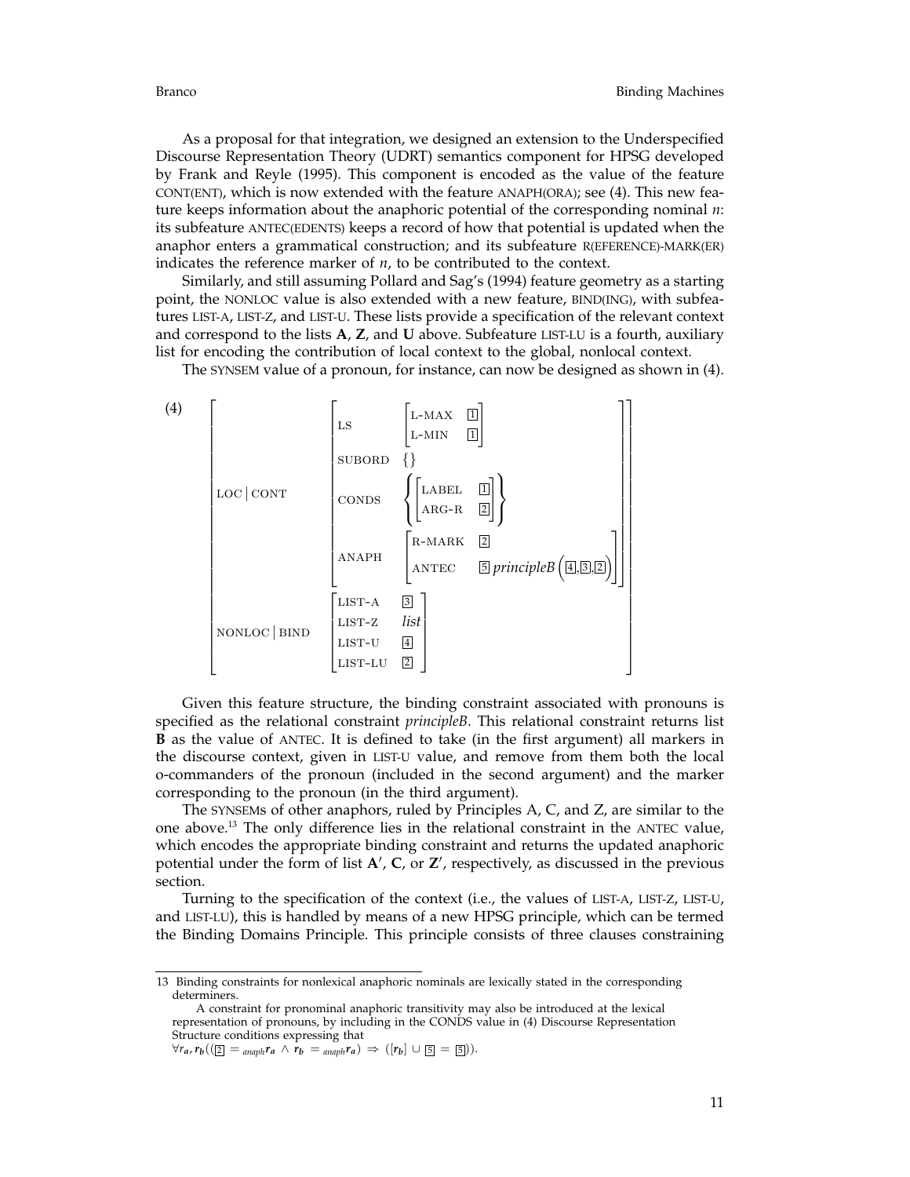As a proposal for that integration, we designed an extension to the Underspecified Discourse Representation Theory (UDRT) semantics component for HPSG developed by Frank and Reyle (1995). This component is encoded as the value of the feature CONT(ENT), which is now extended with the feature ANAPH(ORA); see (4). This new feature keeps information about the anaphoric potential of the corresponding nominal *n*: its subfeature ANTEC(EDENTS) keeps a record of how that potential is updated when the anaphor enters a grammatical construction; and its subfeature R(EFERENCE)-MARK(ER) indicates the reference marker of *n*, to be contributed to the context.

Similarly, and still assuming Pollard and Sag's (1994) feature geometry as a starting point, the NONLOC value is also extended with a new feature, BIND(ING), with subfeatures LIST-A, LIST-Z, and LIST-U. These lists provide a specification of the relevant context and correspond to the lists **A**, **Z**, and **U** above. Subfeature LIST-LU is a fourth, auxiliary list for encoding the contribution of local context to the global, nonlocal context.

The SYNSEM value of a pronoun, for instance, can now be designed as shown in (4).

(4)
$$
\begin{bmatrix}
\text{LOC} \mid \text{CONT} & \begin{bmatrix}
\text{LS} & \begin{bmatrix} \text{L-MAX} & \boxed{1} \\ \text{L-MIN} & \boxed{1} \end{bmatrix} \\
\text{SUBORD} & \{\} \\
\text{CONDS} & \left\{ \begin{bmatrix} \text{LABEL} & \boxed{1} \\ \text{ARG-R} & \boxed{2} \end{bmatrix} \right\} \\
\text{ANAPH} & \begin{bmatrix} \text{R-MARK} & \boxed{2} \\ \text{ANTEC} & \boxed{5}\ \textit{principleB}\left(\boxed{4},\boxed{3},\boxed{2}\right) \end{bmatrix}
\end{bmatrix} \\
\text{NONLOC} \mid \text{BIND} & \begin{bmatrix}
\text{LIST-A} & \boxed{3} \\
\text{LIST-Z} & \textit{list} \\
\text{LIST-U} & \boxed{4} \\
\text{LIST-LU} & \boxed{2}
\end{bmatrix}
\end{bmatrix}
$$

Given this feature structure, the binding constraint associated with pronouns is specified as the relational constraint *principleB*. This relational constraint returns list **B** as the value of ANTEC. It is defined to take (in the first argument) all markers in the discourse context, given in LIST-U value, and remove from them both the local o-commanders of the pronoun (included in the second argument) and the marker corresponding to the pronoun (in the third argument).

The SYNSEMs of other anaphors, ruled by Principles A, C, and Z, are similar to the one above.[13] The only difference lies in the relational constraint in the ANTEC value, which encodes the appropriate binding constraint and returns the updated anaphoric potential under the form of list **A′**, **C**, or **Z′**, respectively, as discussed in the previous section.

Turning to the specification of the context (i.e., the values of LIST-A, LIST-Z, LIST-U, and LIST-LU), this is handled by means of a new HPSG principle, which can be termed the Binding Domains Principle. This principle consists of three clauses constraining

---

13 Binding constraints for nonlexical anaphoric nominals are lexically stated in the corresponding determiners.

A constraint for pronominal anaphoric transitivity may also be introduced at the lexical representation of pronouns, by including in the CONDS value in (4) Discourse Representation Structure conditions expressing that
$\forall \boldsymbol{r_a}, \boldsymbol{r_b}((\boxed{2} =_{anaph} \boldsymbol{r_a} \wedge \boldsymbol{r_b} =_{anaph} \boldsymbol{r_a}) \Rightarrow ([\boldsymbol{r_b}] \cup \boxed{5} = \boxed{5}))$.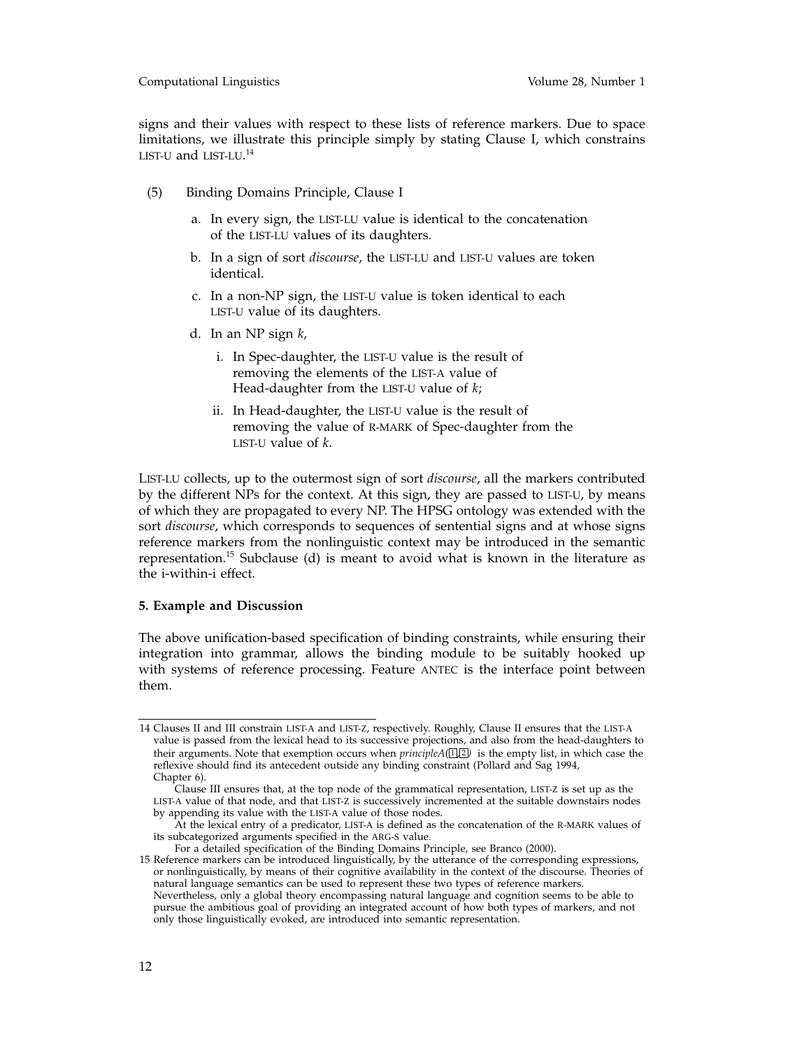signs and their values with respect to these lists of reference markers. Due to space limitations, we illustrate this principle simply by stating Clause I, which constrains LIST-U and LIST-LU.[14]

(5) Binding Domains Principle, Clause I

a. In every sign, the LIST-LU value is identical to the concatenation of the LIST-LU values of its daughters.

b. In a sign of sort *discourse*, the LIST-LU and LIST-U values are token identical.

c. In a non-NP sign, the LIST-U value is token identical to each LIST-U value of its daughters.

d. In an NP sign *k*,

   i. In Spec-daughter, the LIST-U value is the result of removing the elements of the LIST-A value of Head-daughter from the LIST-U value of *k*;

   ii. In Head-daughter, the LIST-U value is the result of removing the value of R-MARK of Spec-daughter from the LIST-U value of *k*.

LIST-LU collects, up to the outermost sign of sort *discourse*, all the markers contributed by the different NPs for the context. At this sign, they are passed to LIST-U, by means of which they are propagated to every NP. The HPSG ontology was extended with the sort *discourse*, which corresponds to sequences of sentential signs and at whose signs reference markers from the nonlinguistic context may be introduced in the semantic representation.[15] Subclause (d) is meant to avoid what is known in the literature as the i-within-i effect.

## 5. Example and Discussion

The above unification-based specification of binding constraints, while ensuring their integration into grammar, allows the binding module to be suitably hooked up with systems of reference processing. Feature ANTEC is the interface point between them.

---

14 Clauses II and III constrain LIST-A and LIST-Z, respectively. Roughly, Clause II ensures that the LIST-A value is passed from the lexical head to its successive projections, and also from the head-daughters to their arguments. Note that exemption occurs when *principleA*(1,2) is the empty list, in which case the reflexive should find its antecedent outside any binding constraint (Pollard and Sag 1994, Chapter 6).

Clause III ensures that, at the top node of the grammatical representation, LIST-Z is set up as the LIST-A value of that node, and that LIST-Z is successively incremented at the suitable downstairs nodes by appending its value with the LIST-A value of those nodes.

At the lexical entry of a predicator, LIST-A is defined as the concatenation of the R-MARK values of its subcategorized arguments specified in the ARG-S value.

For a detailed specification of the Binding Domains Principle, see Branco (2000).

15 Reference markers can be introduced linguistically, by the utterance of the corresponding expressions, or nonlinguistically, by means of their cognitive availability in the context of the discourse. Theories of natural language semantics can be used to represent these two types of reference markers. Nevertheless, only a global theory encompassing natural language and cognition seems to be able to pursue the ambitious goal of providing an integrated account of how both types of markers, and not only those linguistically evoked, are introduced into semantic representation.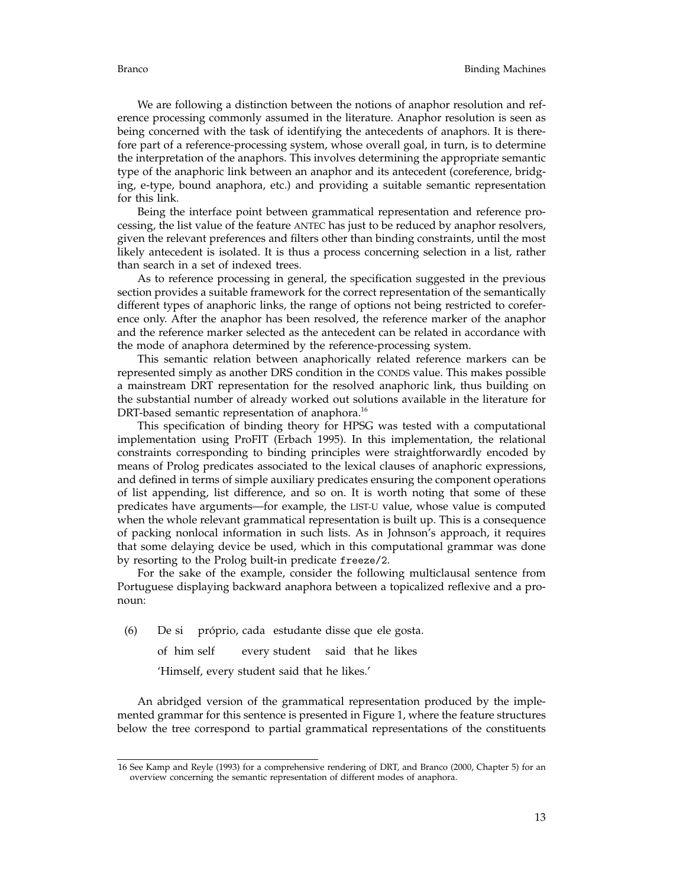We are following a distinction between the notions of anaphor resolution and reference processing commonly assumed in the literature. Anaphor resolution is seen as being concerned with the task of identifying the antecedents of anaphors. It is therefore part of a reference-processing system, whose overall goal, in turn, is to determine the interpretation of the anaphors. This involves determining the appropriate semantic type of the anaphoric link between an anaphor and its antecedent (coreference, bridging, e-type, bound anaphora, etc.) and providing a suitable semantic representation for this link.

Being the interface point between grammatical representation and reference processing, the list value of the feature ANTEC has just to be reduced by anaphor resolvers, given the relevant preferences and filters other than binding constraints, until the most likely antecedent is isolated. It is thus a process concerning selection in a list, rather than search in a set of indexed trees.

As to reference processing in general, the specification suggested in the previous section provides a suitable framework for the correct representation of the semantically different types of anaphoric links, the range of options not being restricted to coreference only. After the anaphor has been resolved, the reference marker of the anaphor and the reference marker selected as the antecedent can be related in accordance with the mode of anaphora determined by the reference-processing system.

This semantic relation between anaphorically related reference markers can be represented simply as another DRS condition in the CONDS value. This makes possible a mainstream DRT representation for the resolved anaphoric link, thus building on the substantial number of already worked out solutions available in the literature for DRT-based semantic representation of anaphora.[16]

This specification of binding theory for HPSG was tested with a computational implementation using ProFIT (Erbach 1995). In this implementation, the relational constraints corresponding to binding principles were straightforwardly encoded by means of Prolog predicates associated to the lexical clauses of anaphoric expressions, and defined in terms of simple auxiliary predicates ensuring the component operations of list appending, list difference, and so on. It is worth noting that some of these predicates have arguments—for example, the LIST-U value, whose value is computed when the whole relevant grammatical representation is built up. This is a consequence of packing nonlocal information in such lists. As in Johnson's approach, it requires that some delaying device be used, which in this computational grammar was done by resorting to the Prolog built-in predicate `freeze/2`.

For the sake of the example, consider the following multiclausal sentence from Portuguese displaying backward anaphora between a topicalized reflexive and a pronoun:

(6) De si próprio, cada estudante disse que ele gosta.
   of him self every student said that he likes
   'Himself, every student said that he likes.'

An abridged version of the grammatical representation produced by the implemented grammar for this sentence is presented in Figure 1, where the feature structures below the tree correspond to partial grammatical representations of the constituents

16 See Kamp and Reyle (1993) for a comprehensive rendering of DRT, and Branco (2000, Chapter 5) for an overview concerning the semantic representation of different modes of anaphora.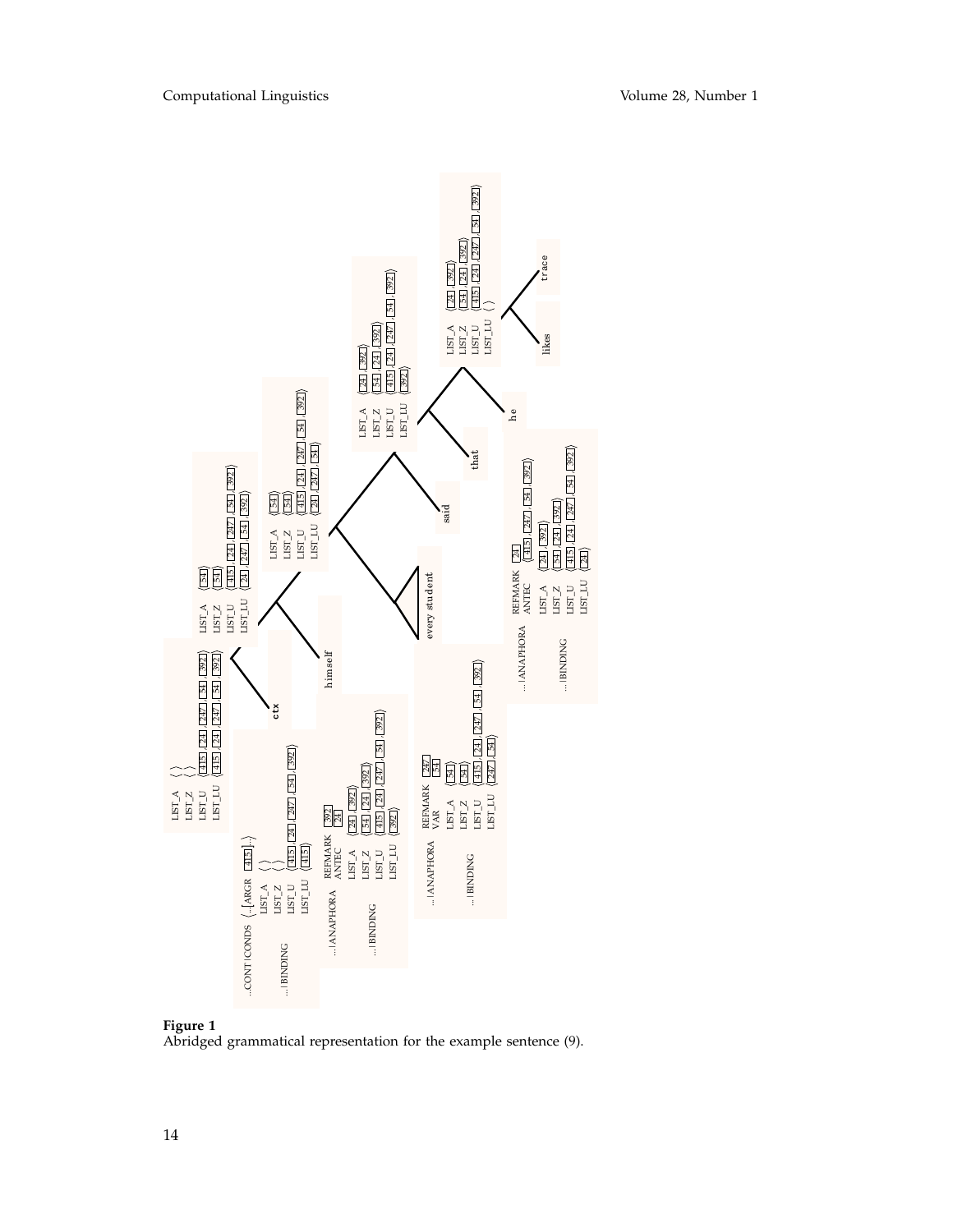**Figure 1**
Abridged grammatical representation for the example sentence (9).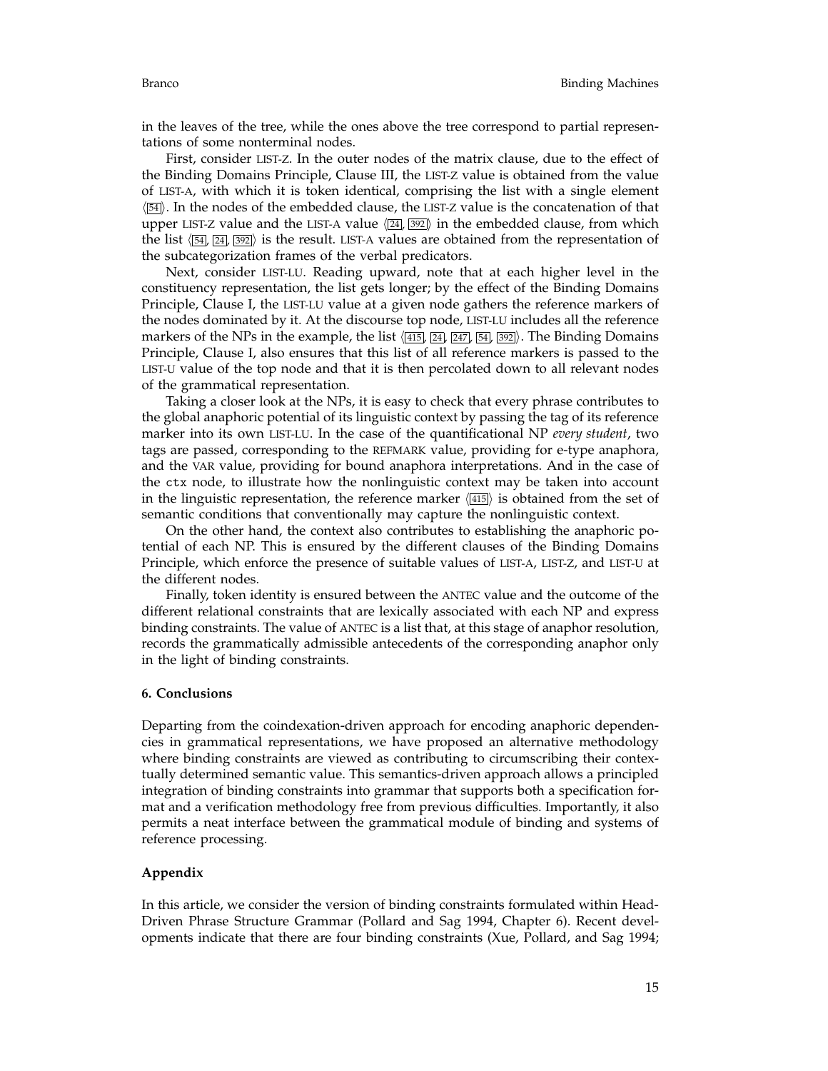in the leaves of the tree, while the ones above the tree correspond to partial representations of some nonterminal nodes.

First, consider LIST-Z. In the outer nodes of the matrix clause, due to the effect of the Binding Domains Principle, Clause III, the LIST-Z value is obtained from the value of LIST-A, with which it is token identical, comprising the list with a single element ⟨[54]⟩. In the nodes of the embedded clause, the LIST-Z value is the concatenation of that upper LIST-Z value and the LIST-A value ⟨[24], [392]⟩ in the embedded clause, from which the list ⟨[54], [24], [392]⟩ is the result. LIST-A values are obtained from the representation of the subcategorization frames of the verbal predicators.

Next, consider LIST-LU. Reading upward, note that at each higher level in the constituency representation, the list gets longer; by the effect of the Binding Domains Principle, Clause I, the LIST-LU value at a given node gathers the reference markers of the nodes dominated by it. At the discourse top node, LIST-LU includes all the reference markers of the NPs in the example, the list ⟨[415], [24], [247], [54], [392]⟩. The Binding Domains Principle, Clause I, also ensures that this list of all reference markers is passed to the LIST-U value of the top node and that it is then percolated down to all relevant nodes of the grammatical representation.

Taking a closer look at the NPs, it is easy to check that every phrase contributes to the global anaphoric potential of its linguistic context by passing the tag of its reference marker into its own LIST-LU. In the case of the quantificational NP *every student*, two tags are passed, corresponding to the REFMARK value, providing for e-type anaphora, and the VAR value, providing for bound anaphora interpretations. And in the case of the `ctx` node, to illustrate how the nonlinguistic context may be taken into account in the linguistic representation, the reference marker ⟨[415]⟩ is obtained from the set of semantic conditions that conventionally may capture the nonlinguistic context.

On the other hand, the context also contributes to establishing the anaphoric potential of each NP. This is ensured by the different clauses of the Binding Domains Principle, which enforce the presence of suitable values of LIST-A, LIST-Z, and LIST-U at the different nodes.

Finally, token identity is ensured between the ANTEC value and the outcome of the different relational constraints that are lexically associated with each NP and express binding constraints. The value of ANTEC is a list that, at this stage of anaphor resolution, records the grammatically admissible antecedents of the corresponding anaphor only in the light of binding constraints.

## 6. Conclusions

Departing from the coindexation-driven approach for encoding anaphoric dependencies in grammatical representations, we have proposed an alternative methodology where binding constraints are viewed as contributing to circumscribing their contextually determined semantic value. This semantics-driven approach allows a principled integration of binding constraints into grammar that supports both a specification format and a verification methodology free from previous difficulties. Importantly, it also permits a neat interface between the grammatical module of binding and systems of reference processing.

## Appendix

In this article, we consider the version of binding constraints formulated within Head-Driven Phrase Structure Grammar (Pollard and Sag 1994, Chapter 6). Recent developments indicate that there are four binding constraints (Xue, Pollard, and Sag 1994;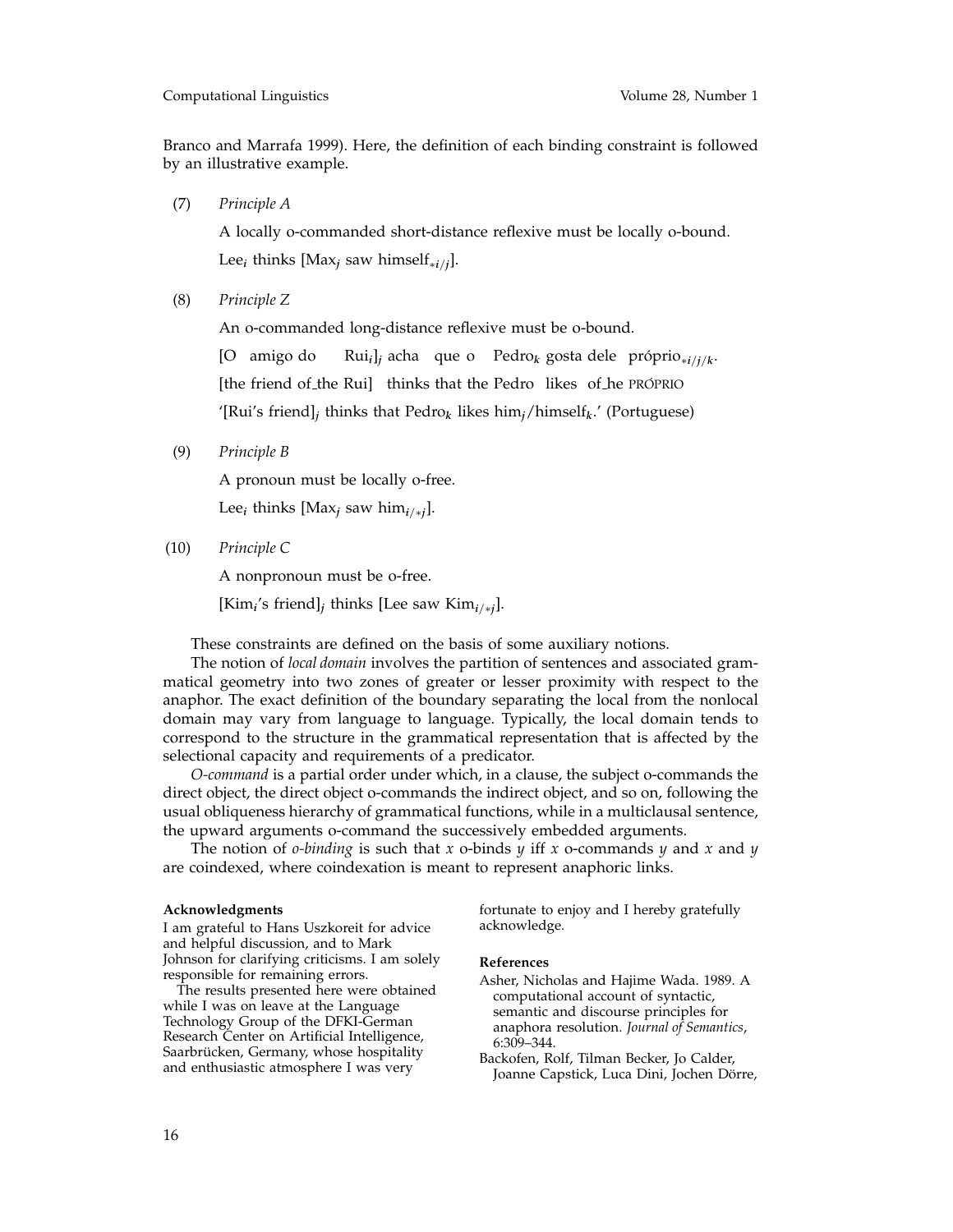Branco and Marrafa 1999). Here, the definition of each binding constraint is followed by an illustrative example.

(7) *Principle A*

A locally o-commanded short-distance reflexive must be locally o-bound.

Lee$_i$ thinks [Max$_j$ saw himself$_{*i/j}$].

(8) *Principle Z*

An o-commanded long-distance reflexive must be o-bound.

[O amigo do Rui$_i$]$_j$ acha que o Pedro$_k$ gosta dele próprio$_{*i/j/k}$.

[the friend of_the Rui] thinks that the Pedro likes of_he PRÓPRIO

'[Rui's friend]$_j$ thinks that Pedro$_k$ likes him$_j$/himself$_k$.' (Portuguese)

(9) *Principle B*

A pronoun must be locally o-free.

Lee$_i$ thinks [Max$_j$ saw him$_{i/*j}$].

(10) *Principle C*

A nonpronoun must be o-free.

[Kim$_i$'s friend]$_j$ thinks [Lee saw Kim$_{i/*j}$].

These constraints are defined on the basis of some auxiliary notions.

The notion of *local domain* involves the partition of sentences and associated grammatical geometry into two zones of greater or lesser proximity with respect to the anaphor. The exact definition of the boundary separating the local from the nonlocal domain may vary from language to language. Typically, the local domain tends to correspond to the structure in the grammatical representation that is affected by the selectional capacity and requirements of a predicator.

*O-command* is a partial order under which, in a clause, the subject o-commands the direct object, the direct object o-commands the indirect object, and so on, following the usual obliqueness hierarchy of grammatical functions, while in a multiclausal sentence, the upward arguments o-command the successively embedded arguments.

The notion of *o-binding* is such that $x$ o-binds $y$ iff $x$ o-commands $y$ and $x$ and $y$ are coindexed, where coindexation is meant to represent anaphoric links.

**Acknowledgments**

I am grateful to Hans Uszkoreit for advice and helpful discussion, and to Mark Johnson for clarifying criticisms. I am solely responsible for remaining errors.

The results presented here were obtained while I was on leave at the Language Technology Group of the DFKI-German Research Center on Artificial Intelligence, Saarbrücken, Germany, whose hospitality and enthusiastic atmosphere I was very fortunate to enjoy and I hereby gratefully acknowledge.

**References**

Asher, Nicholas and Hajime Wada. 1989. A computational account of syntactic, semantic and discourse principles for anaphora resolution. *Journal of Semantics*, 6:309–344.

Backofen, Rolf, Tilman Becker, Jo Calder, Joanne Capstick, Luca Dini, Jochen Dörre,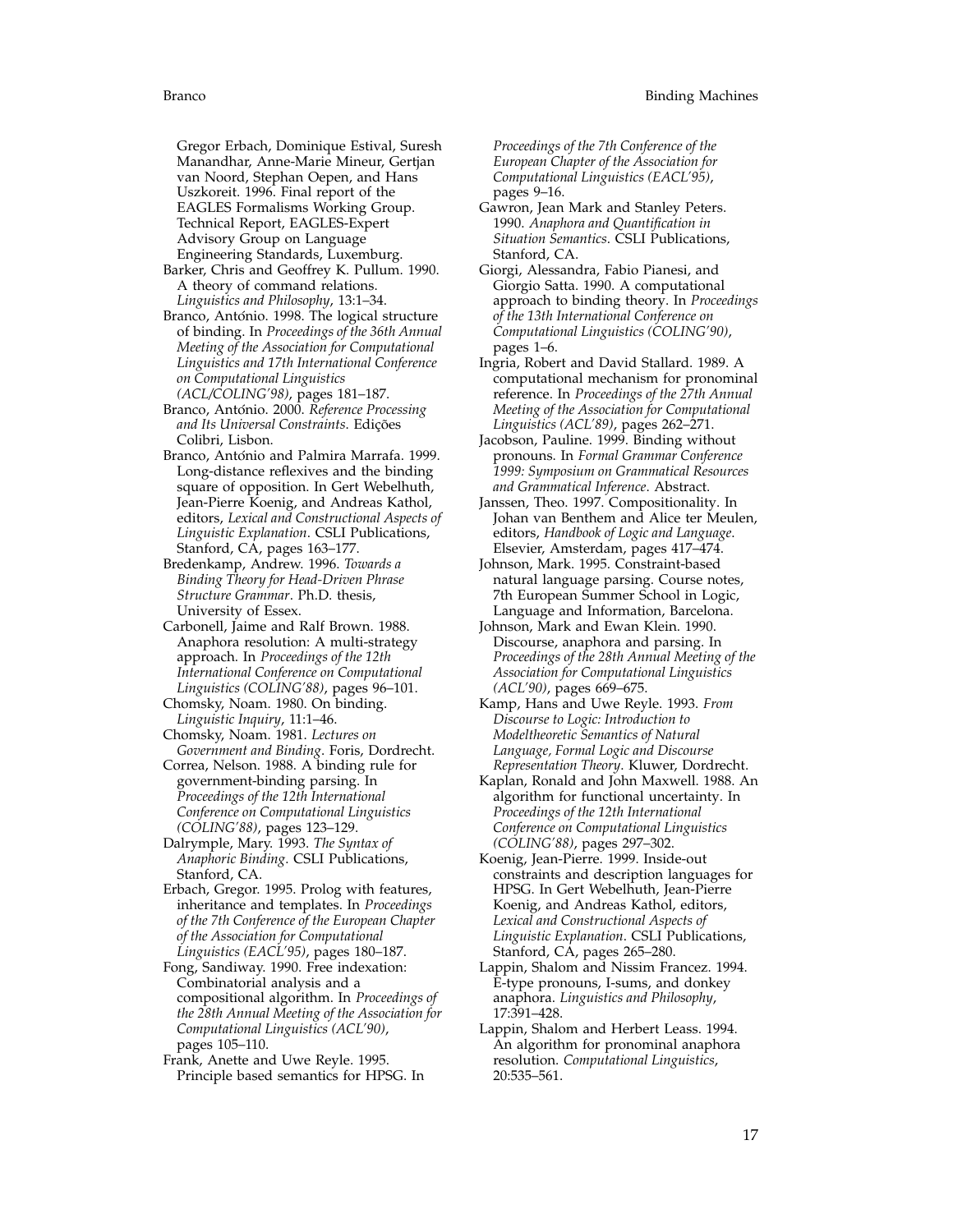Gregor Erbach, Dominique Estival, Suresh Manandhar, Anne-Marie Mineur, Gertjan van Noord, Stephan Oepen, and Hans Uszkoreit. 1996. Final report of the EAGLES Formalisms Working Group. Technical Report, EAGLES-Expert Advisory Group on Language Engineering Standards, Luxemburg.

Barker, Chris and Geoffrey K. Pullum. 1990. A theory of command relations. *Linguistics and Philosophy*, 13:1–34.

Branco, António. 1998. The logical structure of binding. In *Proceedings of the 36th Annual Meeting of the Association for Computational Linguistics and 17th International Conference on Computational Linguistics (ACL/COLING'98)*, pages 181–187.

Branco, António. 2000. *Reference Processing and Its Universal Constraints*. Edições Colibri, Lisbon.

Branco, António and Palmira Marrafa. 1999. Long-distance reflexives and the binding square of opposition. In Gert Webelhuth, Jean-Pierre Koenig, and Andreas Kathol, editors, *Lexical and Constructional Aspects of Linguistic Explanation*. CSLI Publications, Stanford, CA, pages 163–177.

Bredenkamp, Andrew. 1996. *Towards a Binding Theory for Head-Driven Phrase Structure Grammar*. Ph.D. thesis, University of Essex.

Carbonell, Jaime and Ralf Brown. 1988. Anaphora resolution: A multi-strategy approach. In *Proceedings of the 12th International Conference on Computational Linguistics (COLING'88)*, pages 96–101.

Chomsky, Noam. 1980. On binding. *Linguistic Inquiry*, 11:1–46.

Chomsky, Noam. 1981. *Lectures on Government and Binding*. Foris, Dordrecht.

Correa, Nelson. 1988. A binding rule for government-binding parsing. In *Proceedings of the 12th International Conference on Computational Linguistics (COLING'88)*, pages 123–129.

Dalrymple, Mary. 1993. *The Syntax of Anaphoric Binding*. CSLI Publications, Stanford, CA.

Erbach, Gregor. 1995. Prolog with features, inheritance and templates. In *Proceedings of the 7th Conference of the European Chapter of the Association for Computational Linguistics (EACL'95)*, pages 180–187.

Fong, Sandiway. 1990. Free indexation: Combinatorial analysis and a compositional algorithm. In *Proceedings of the 28th Annual Meeting of the Association for Computational Linguistics (ACL'90)*, pages 105–110.

Frank, Anette and Uwe Reyle. 1995. Principle based semantics for HPSG. In *Proceedings of the 7th Conference of the European Chapter of the Association for Computational Linguistics (EACL'95)*, pages 9–16.

Gawron, Jean Mark and Stanley Peters. 1990. *Anaphora and Quantification in Situation Semantics*. CSLI Publications, Stanford, CA.

Giorgi, Alessandra, Fabio Pianesi, and Giorgio Satta. 1990. A computational approach to binding theory. In *Proceedings of the 13th International Conference on Computational Linguistics (COLING'90)*, pages 1–6.

Ingria, Robert and David Stallard. 1989. A computational mechanism for pronominal reference. In *Proceedings of the 27th Annual Meeting of the Association for Computational Linguistics (ACL'89)*, pages 262–271.

Jacobson, Pauline. 1999. Binding without pronouns. In *Formal Grammar Conference 1999: Symposium on Grammatical Resources and Grammatical Inference*. Abstract.

Janssen, Theo. 1997. Compositionality. In Johan van Benthem and Alice ter Meulen, editors, *Handbook of Logic and Language*. Elsevier, Amsterdam, pages 417–474.

Johnson, Mark. 1995. Constraint-based natural language parsing. Course notes, 7th European Summer School in Logic, Language and Information, Barcelona.

Johnson, Mark and Ewan Klein. 1990. Discourse, anaphora and parsing. In *Proceedings of the 28th Annual Meeting of the Association for Computational Linguistics (ACL'90)*, pages 669–675.

Kamp, Hans and Uwe Reyle. 1993. *From Discourse to Logic: Introduction to Modeltheoretic Semantics of Natural Language, Formal Logic and Discourse Representation Theory*. Kluwer, Dordrecht.

Kaplan, Ronald and John Maxwell. 1988. An algorithm for functional uncertainty. In *Proceedings of the 12th International Conference on Computational Linguistics (COLING'88)*, pages 297–302.

Koenig, Jean-Pierre. 1999. Inside-out constraints and description languages for HPSG. In Gert Webelhuth, Jean-Pierre Koenig, and Andreas Kathol, editors, *Lexical and Constructional Aspects of Linguistic Explanation*. CSLI Publications, Stanford, CA, pages 265–280.

Lappin, Shalom and Nissim Francez. 1994. E-type pronouns, I-sums, and donkey anaphora. *Linguistics and Philosophy*, 17:391–428.

Lappin, Shalom and Herbert Leass. 1994. An algorithm for pronominal anaphora resolution. *Computational Linguistics*, 20:535–561.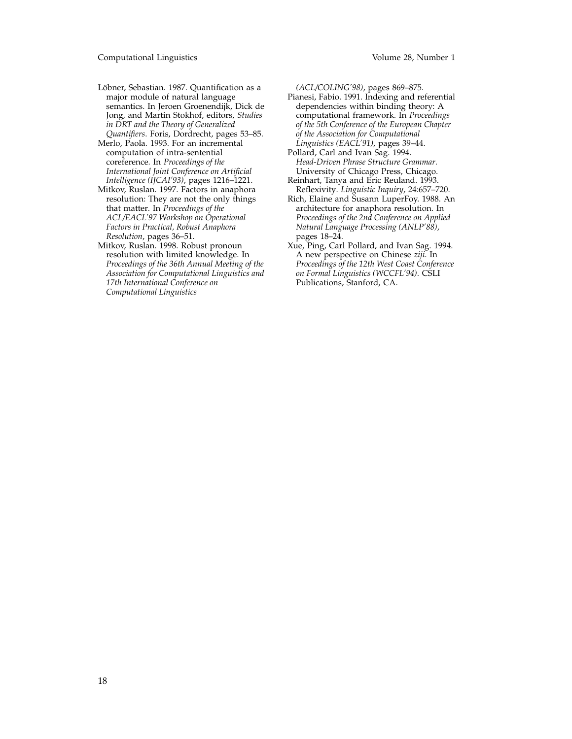Löbner, Sebastian. 1987. Quantification as a major module of natural language semantics. In Jeroen Groenendijk, Dick de Jong, and Martin Stokhof, editors, *Studies in DRT and the Theory of Generalized Quantifiers*. Foris, Dordrecht, pages 53–85.

Merlo, Paola. 1993. For an incremental computation of intra-sentential coreference. In *Proceedings of the International Joint Conference on Artificial Intelligence (IJCAI'93)*, pages 1216–1221.

Mitkov, Ruslan. 1997. Factors in anaphora resolution: They are not the only things that matter. In *Proceedings of the ACL/EACL'97 Workshop on Operational Factors in Practical, Robust Anaphora Resolution*, pages 36–51.

Mitkov, Ruslan. 1998. Robust pronoun resolution with limited knowledge. In *Proceedings of the 36th Annual Meeting of the Association for Computational Linguistics and 17th International Conference on Computational Linguistics (ACL/COLING'98)*, pages 869–875.

Pianesi, Fabio. 1991. Indexing and referential dependencies within binding theory: A computational framework. In *Proceedings of the 5th Conference of the European Chapter of the Association for Computational Linguistics (EACL'91)*, pages 39–44.

Pollard, Carl and Ivan Sag. 1994. *Head-Driven Phrase Structure Grammar*. University of Chicago Press, Chicago.

Reinhart, Tanya and Eric Reuland. 1993. Reflexivity. *Linguistic Inquiry*, 24:657–720.

Rich, Elaine and Susann LuperFoy. 1988. An architecture for anaphora resolution. In *Proceedings of the 2nd Conference on Applied Natural Language Processing (ANLP'88)*, pages 18–24.

Xue, Ping, Carl Pollard, and Ivan Sag. 1994. A new perspective on Chinese *ziji*. In *Proceedings of the 12th West Coast Conference on Formal Linguistics (WCCFL'94)*. CSLI Publications, Stanford, CA.